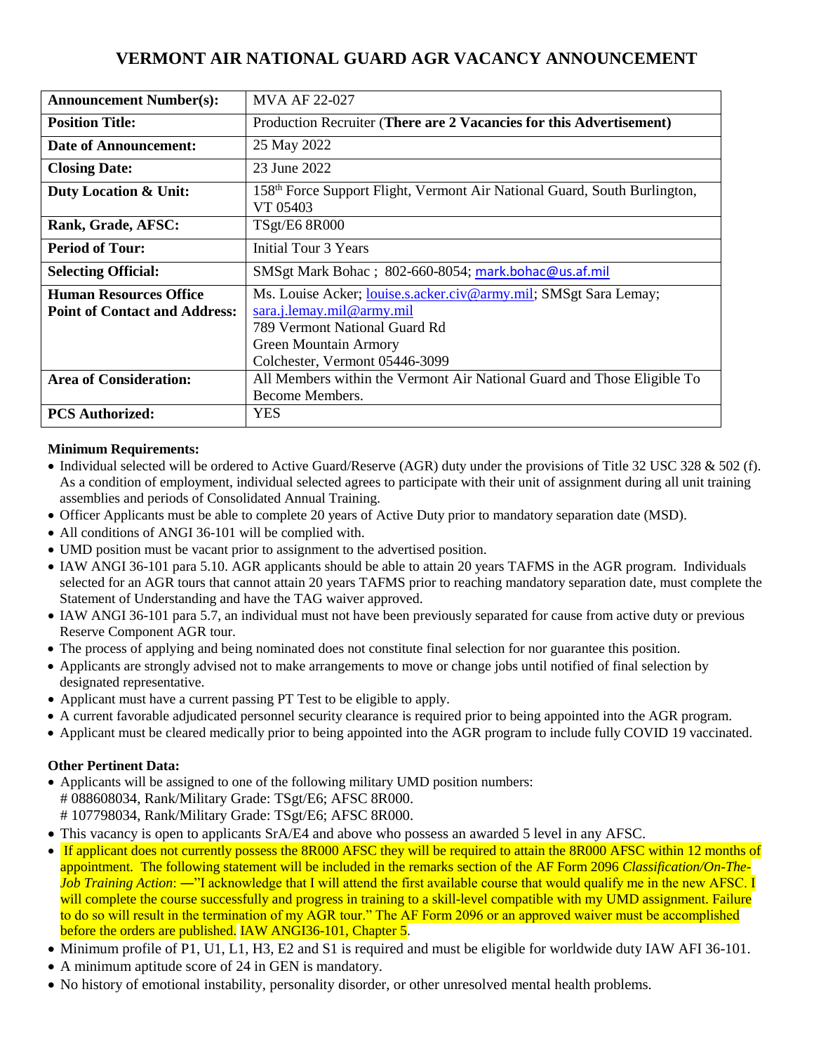# VERMONT AIR NATIONAL GUARD AGR VACANCY ANNOUNCEMENT

| **Announcement Number(s):** | MVA AF 22-027 |
|---|---|
| **Position Title:** | Production Recruiter (**There are 2 Vacancies for this Advertisement)** |
| **Date of Announcement:** | 25 May 2022 |
| **Closing Date:** | 23 June 2022 |
| **Duty Location & Unit:** | 158th Force Support Flight, Vermont Air National Guard, South Burlington, VT 05403 |
| **Rank, Grade, AFSC:** | TSgt/E6 8R000 |
| **Period of Tour:** | Initial Tour 3 Years |
| **Selecting Official:** | SMSgt Mark Bohac ; 802-660-8054; mark.bohac@us.af.mil |
| **Human Resources Office Point of Contact and Address:** | Ms. Louise Acker; louise.s.acker.civ@army.mil; SMSgt Sara Lemay; sara.j.lemay.mil@army.mil<br>789 Vermont National Guard Rd<br>Green Mountain Armory<br>Colchester, Vermont 05446-3099 |
| **Area of Consideration:** | All Members within the Vermont Air National Guard and Those Eligible To Become Members. |
| **PCS Authorized:** | YES |

**Minimum Requirements:**

- Individual selected will be ordered to Active Guard/Reserve (AGR) duty under the provisions of Title 32 USC 328 & 502 (f). As a condition of employment, individual selected agrees to participate with their unit of assignment during all unit training assemblies and periods of Consolidated Annual Training.
- Officer Applicants must be able to complete 20 years of Active Duty prior to mandatory separation date (MSD).
- All conditions of ANGI 36-101 will be complied with.
- UMD position must be vacant prior to assignment to the advertised position.
- IAW ANGI 36-101 para 5.10. AGR applicants should be able to attain 20 years TAFMS in the AGR program. Individuals selected for an AGR tours that cannot attain 20 years TAFMS prior to reaching mandatory separation date, must complete the Statement of Understanding and have the TAG waiver approved.
- IAW ANGI 36-101 para 5.7, an individual must not have been previously separated for cause from active duty or previous Reserve Component AGR tour.
- The process of applying and being nominated does not constitute final selection for nor guarantee this position.
- Applicants are strongly advised not to make arrangements to move or change jobs until notified of final selection by designated representative.
- Applicant must have a current passing PT Test to be eligible to apply.
- A current favorable adjudicated personnel security clearance is required prior to being appointed into the AGR program.
- Applicant must be cleared medically prior to being appointed into the AGR program to include fully COVID 19 vaccinated.

**Other Pertinent Data:**

- Applicants will be assigned to one of the following military UMD position numbers:
  # 088608034, Rank/Military Grade: TSgt/E6; AFSC 8R000.
  # 107798034, Rank/Military Grade: TSgt/E6; AFSC 8R000.
- This vacancy is open to applicants SrA/E4 and above who possess an awarded 5 level in any AFSC.
- If applicant does not currently possess the 8R000 AFSC they will be required to attain the 8R000 AFSC within 12 months of appointment. The following statement will be included in the remarks section of the AF Form 2096 *Classification/On-The-Job Training Action*: —"I acknowledge that I will attend the first available course that would qualify me in the new AFSC. I will complete the course successfully and progress in training to a skill-level compatible with my UMD assignment. Failure to do so will result in the termination of my AGR tour." The AF Form 2096 or an approved waiver must be accomplished before the orders are published. IAW ANGI36-101, Chapter 5.
- Minimum profile of P1, U1, L1, H3, E2 and S1 is required and must be eligible for worldwide duty IAW AFI 36-101.
- A minimum aptitude score of 24 in GEN is mandatory.
- No history of emotional instability, personality disorder, or other unresolved mental health problems.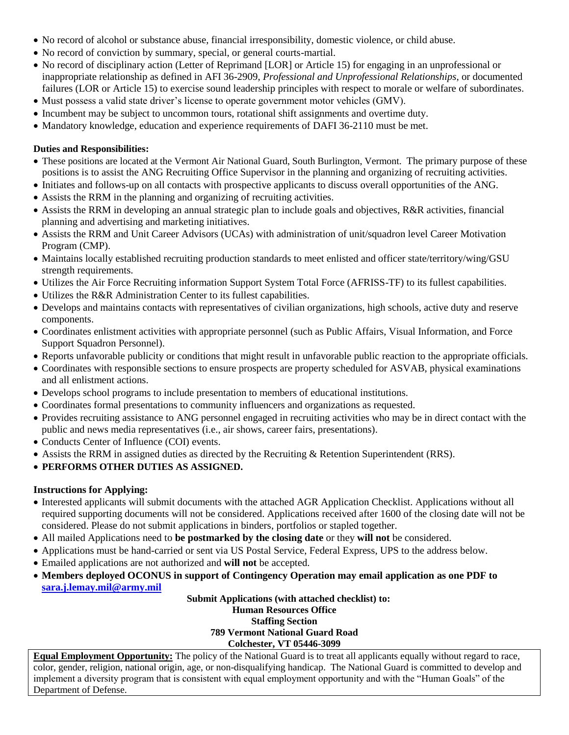- No record of alcohol or substance abuse, financial irresponsibility, domestic violence, or child abuse.
- No record of conviction by summary, special, or general courts-martial.
- No record of disciplinary action (Letter of Reprimand [LOR] or Article 15) for engaging in an unprofessional or inappropriate relationship as defined in AFI 36-2909, *Professional and Unprofessional Relationships*, or documented failures (LOR or Article 15) to exercise sound leadership principles with respect to morale or welfare of subordinates.
- Must possess a valid state driver's license to operate government motor vehicles (GMV).
- Incumbent may be subject to uncommon tours, rotational shift assignments and overtime duty.
- Mandatory knowledge, education and experience requirements of DAFI 36-2110 must be met.

**Duties and Responsibilities:**

- These positions are located at the Vermont Air National Guard, South Burlington, Vermont. The primary purpose of these positions is to assist the ANG Recruiting Office Supervisor in the planning and organizing of recruiting activities.
- Initiates and follows-up on all contacts with prospective applicants to discuss overall opportunities of the ANG.
- Assists the RRM in the planning and organizing of recruiting activities.
- Assists the RRM in developing an annual strategic plan to include goals and objectives, R&R activities, financial planning and advertising and marketing initiatives.
- Assists the RRM and Unit Career Advisors (UCAs) with administration of unit/squadron level Career Motivation Program (CMP).
- Maintains locally established recruiting production standards to meet enlisted and officer state/territory/wing/GSU strength requirements.
- Utilizes the Air Force Recruiting information Support System Total Force (AFRISS-TF) to its fullest capabilities.
- Utilizes the R&R Administration Center to its fullest capabilities.
- Develops and maintains contacts with representatives of civilian organizations, high schools, active duty and reserve components.
- Coordinates enlistment activities with appropriate personnel (such as Public Affairs, Visual Information, and Force Support Squadron Personnel).
- Reports unfavorable publicity or conditions that might result in unfavorable public reaction to the appropriate officials.
- Coordinates with responsible sections to ensure prospects are property scheduled for ASVAB, physical examinations and all enlistment actions.
- Develops school programs to include presentation to members of educational institutions.
- Coordinates formal presentations to community influencers and organizations as requested.
- Provides recruiting assistance to ANG personnel engaged in recruiting activities who may be in direct contact with the public and news media representatives (i.e., air shows, career fairs, presentations).
- Conducts Center of Influence (COI) events.
- Assists the RRM in assigned duties as directed by the Recruiting & Retention Superintendent (RRS).
- **PERFORMS OTHER DUTIES AS ASSIGNED.**

**Instructions for Applying:**

- Interested applicants will submit documents with the attached AGR Application Checklist. Applications without all required supporting documents will not be considered. Applications received after 1600 of the closing date will not be considered. Please do not submit applications in binders, portfolios or stapled together.
- All mailed Applications need to **be postmarked by the closing date** or they **will not** be considered.
- Applications must be hand-carried or sent via US Postal Service, Federal Express, UPS to the address below.
- Emailed applications are not authorized and **will not** be accepted.
- **Members deployed OCONUS in support of Contingency Operation may email application as one PDF to sara.j.lemay.mil@army.mil**

**Submit Applications (with attached checklist) to:**
**Human Resources Office**
**Staffing Section**
**789 Vermont National Guard Road**
**Colchester, VT 05446-3099**

**Equal Employment Opportunity:** The policy of the National Guard is to treat all applicants equally without regard to race, color, gender, religion, national origin, age, or non-disqualifying handicap. The National Guard is committed to develop and implement a diversity program that is consistent with equal employment opportunity and with the "Human Goals" of the Department of Defense.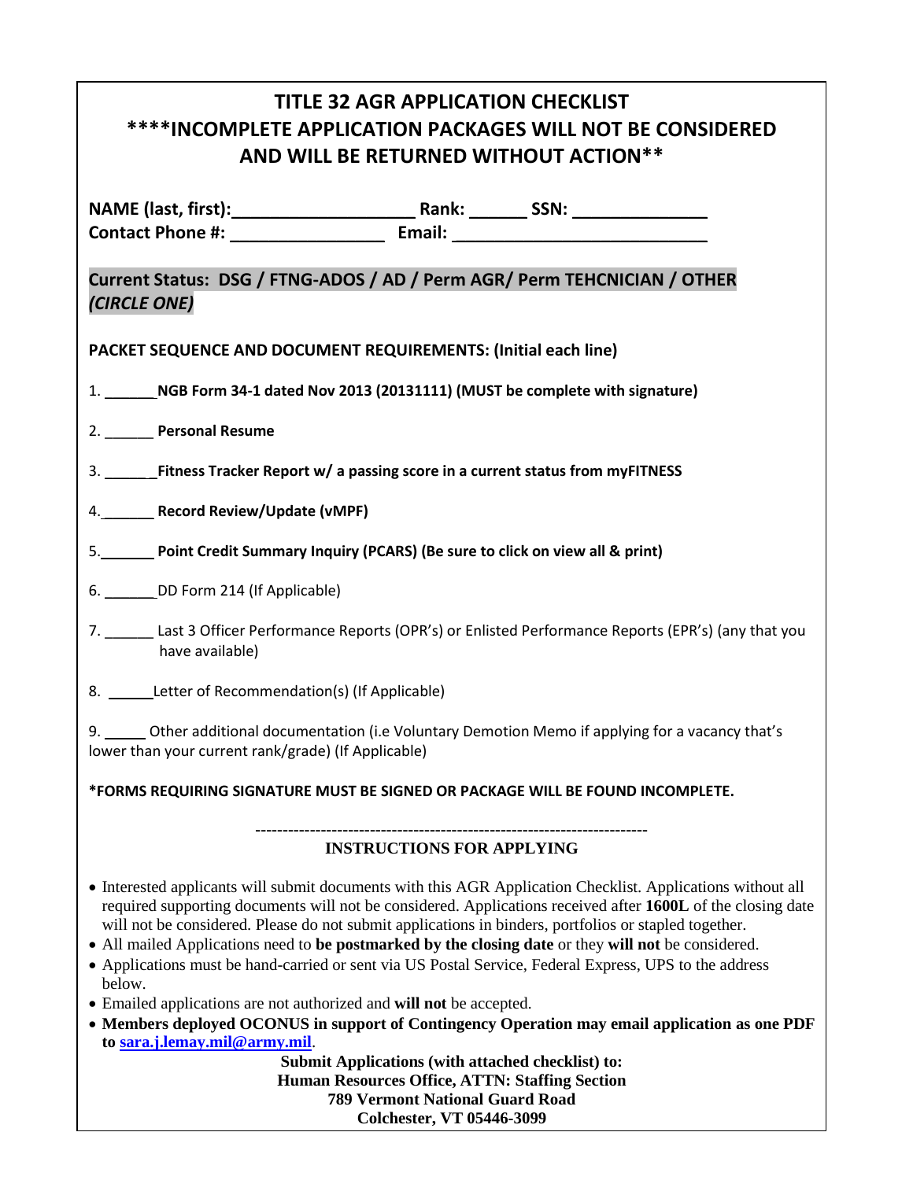# TITLE 32 AGR APPLICATION CHECKLIST
## ****INCOMPLETE APPLICATION PACKAGES WILL NOT BE CONSIDERED AND WILL BE RETURNED WITHOUT ACTION**

**NAME (last, first):** ____________________ **Rank:** ______ **SSN:** ______________
**Contact Phone #:** ________________ **Email:** ____________________________

**Current Status: DSG / FTNG-ADOS / AD / Perm AGR/ Perm TEHCNICIAN / OTHER** ***(CIRCLE ONE)***

**PACKET SEQUENCE AND DOCUMENT REQUIREMENTS: (Initial each line)**

1. ______ **NGB Form 34-1 dated Nov 2013 (20131111) (MUST be complete with signature)**

2. ______ **Personal Resume**

3. ______ **Fitness Tracker Report w/ a passing score in a current status from myFITNESS**

4. ______ **Record Review/Update (vMPF)**

5. ______ **Point Credit Summary Inquiry (PCARS) (Be sure to click on view all & print)**

6. ______ DD Form 214 (If Applicable)

7. ______ Last 3 Officer Performance Reports (OPR's) or Enlisted Performance Reports (EPR's) (any that you have available)

8. ______ Letter of Recommendation(s) (If Applicable)

9. ______ Other additional documentation (i.e Voluntary Demotion Memo if applying for a vacancy that's lower than your current rank/grade) (If Applicable)

***FORMS REQUIRING SIGNATURE MUST BE SIGNED OR PACKAGE WILL BE FOUND INCOMPLETE.**

------------------------------------------------------------------------

**INSTRUCTIONS FOR APPLYING**

- Interested applicants will submit documents with this AGR Application Checklist. Applications without all required supporting documents will not be considered. Applications received after **1600L** of the closing date will not be considered. Please do not submit applications in binders, portfolios or stapled together.
- All mailed Applications need to **be postmarked by the closing date** or they **will not** be considered.
- Applications must be hand-carried or sent via US Postal Service, Federal Express, UPS to the address below.
- Emailed applications are not authorized and **will not** be accepted.
- **Members deployed OCONUS in support of Contingency Operation may email application as one PDF to sara.j.lemay.mil@army.mil**.

**Submit Applications (with attached checklist) to:**
**Human Resources Office, ATTN: Staffing Section**
**789 Vermont National Guard Road**
**Colchester, VT 05446-3099**